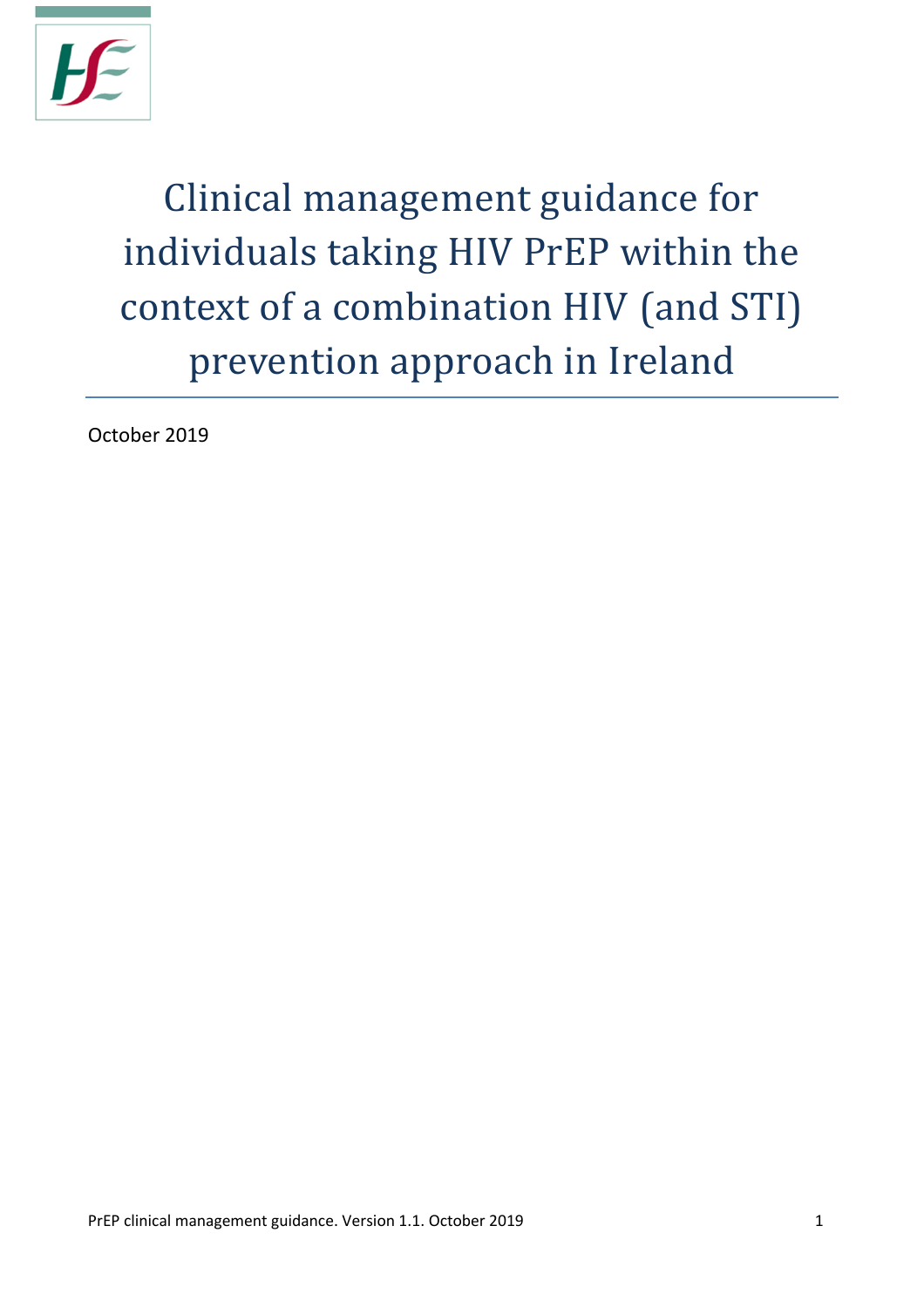# Clinical management guidance for individuals taking HIV PrEP within the context of a combination HIV (and STI) prevention approach in Ireland

October 2019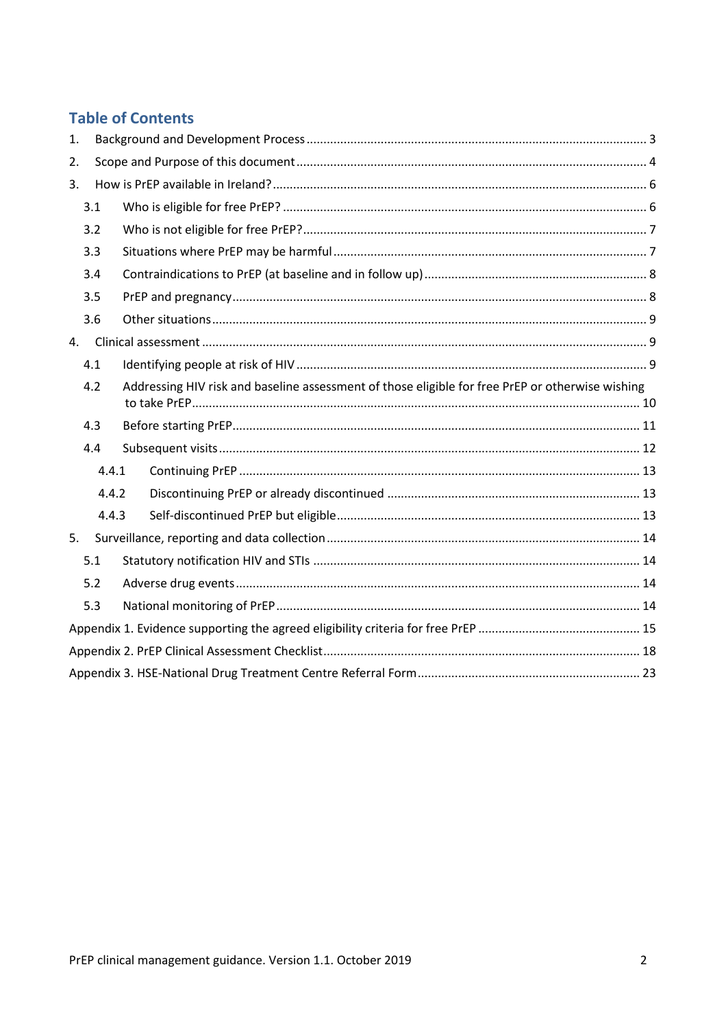## Table of Contents

1. Background and Development Process .... 3
2. Scope and Purpose of this document .... 4
3. How is PrEP available in Ireland? .... 6
   - 3.1 Who is eligible for free PrEP? .... 6
   - 3.2 Who is not eligible for free PrEP? .... 7
   - 3.3 Situations where PrEP may be harmful .... 7
   - 3.4 Contraindications to PrEP (at baseline and in follow up) .... 8
   - 3.5 PrEP and pregnancy .... 8
   - 3.6 Other situations .... 9
4. Clinical assessment .... 9
   - 4.1 Identifying people at risk of HIV .... 9
   - 4.2 Addressing HIV risk and baseline assessment of those eligible for free PrEP or otherwise wishing to take PrEP .... 10
   - 4.3 Before starting PrEP .... 11
   - 4.4 Subsequent visits .... 12
     - 4.4.1 Continuing PrEP .... 13
     - 4.4.2 Discontinuing PrEP or already discontinued .... 13
     - 4.4.3 Self-discontinued PrEP but eligible .... 13
5. Surveillance, reporting and data collection .... 14
   - 5.1 Statutory notification HIV and STIs .... 14
   - 5.2 Adverse drug events .... 14
   - 5.3 National monitoring of PrEP .... 14

Appendix 1. Evidence supporting the agreed eligibility criteria for free PrEP .... 15

Appendix 2. PrEP Clinical Assessment Checklist .... 18

Appendix 3. HSE-National Drug Treatment Centre Referral Form .... 23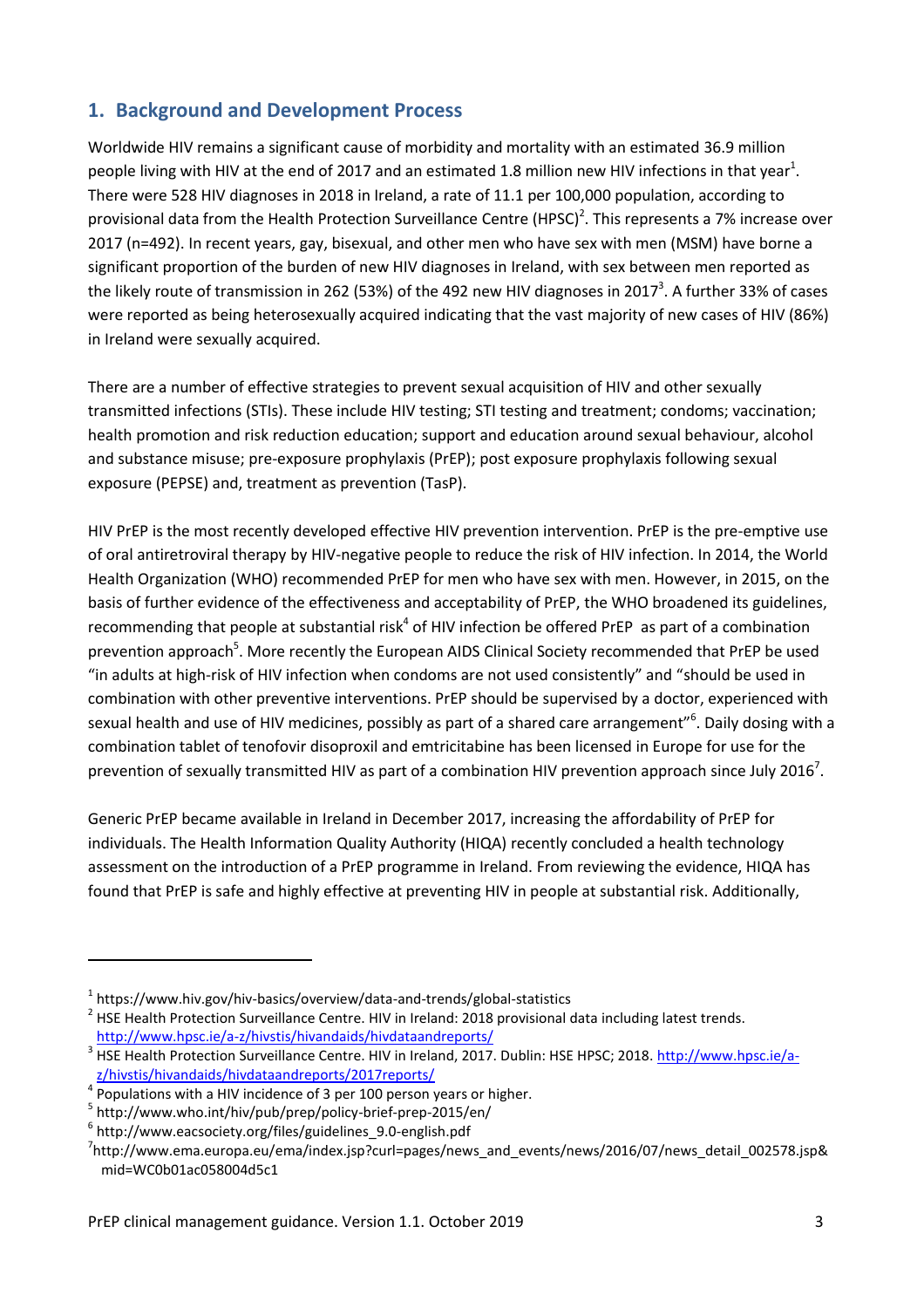## 1. Background and Development Process

Worldwide HIV remains a significant cause of morbidity and mortality with an estimated 36.9 million people living with HIV at the end of 2017 and an estimated 1.8 million new HIV infections in that year[1]. There were 528 HIV diagnoses in 2018 in Ireland, a rate of 11.1 per 100,000 population, according to provisional data from the Health Protection Surveillance Centre (HPSC)[2]. This represents a 7% increase over 2017 (n=492). In recent years, gay, bisexual, and other men who have sex with men (MSM) have borne a significant proportion of the burden of new HIV diagnoses in Ireland, with sex between men reported as the likely route of transmission in 262 (53%) of the 492 new HIV diagnoses in 2017[3]. A further 33% of cases were reported as being heterosexually acquired indicating that the vast majority of new cases of HIV (86%) in Ireland were sexually acquired.

There are a number of effective strategies to prevent sexual acquisition of HIV and other sexually transmitted infections (STIs). These include HIV testing; STI testing and treatment; condoms; vaccination; health promotion and risk reduction education; support and education around sexual behaviour, alcohol and substance misuse; pre-exposure prophylaxis (PrEP); post exposure prophylaxis following sexual exposure (PEPSE) and, treatment as prevention (TasP).

HIV PrEP is the most recently developed effective HIV prevention intervention. PrEP is the pre-emptive use of oral antiretroviral therapy by HIV-negative people to reduce the risk of HIV infection. In 2014, the World Health Organization (WHO) recommended PrEP for men who have sex with men. However, in 2015, on the basis of further evidence of the effectiveness and acceptability of PrEP, the WHO broadened its guidelines, recommending that people at substantial risk[4] of HIV infection be offered PrEP as part of a combination prevention approach[5]. More recently the European AIDS Clinical Society recommended that PrEP be used "in adults at high-risk of HIV infection when condoms are not used consistently" and "should be used in combination with other preventive interventions. PrEP should be supervised by a doctor, experienced with sexual health and use of HIV medicines, possibly as part of a shared care arrangement"[6]. Daily dosing with a combination tablet of tenofovir disoproxil and emtricitabine has been licensed in Europe for use for the prevention of sexually transmitted HIV as part of a combination HIV prevention approach since July 2016[7].

Generic PrEP became available in Ireland in December 2017, increasing the affordability of PrEP for individuals. The Health Information Quality Authority (HIQA) recently concluded a health technology assessment on the introduction of a PrEP programme in Ireland. From reviewing the evidence, HIQA has found that PrEP is safe and highly effective at preventing HIV in people at substantial risk. Additionally,

---

[1] https://www.hiv.gov/hiv-basics/overview/data-and-trends/global-statistics

[2] HSE Health Protection Surveillance Centre. HIV in Ireland: 2018 provisional data including latest trends. http://www.hpsc.ie/a-z/hivstis/hivandaids/hivdataandreports/

[3] HSE Health Protection Surveillance Centre. HIV in Ireland, 2017. Dublin: HSE HPSC; 2018. http://www.hpsc.ie/a-z/hivstis/hivandaids/hivdataandreports/2017reports/

[4] Populations with a HIV incidence of 3 per 100 person years or higher.

[5] http://www.who.int/hiv/pub/prep/policy-brief-prep-2015/en/

[6] http://www.eacsociety.org/files/guidelines_9.0-english.pdf

[7] http://www.ema.europa.eu/ema/index.jsp?curl=pages/news_and_events/news/2016/07/news_detail_002578.jsp&mid=WC0b01ac058004d5c1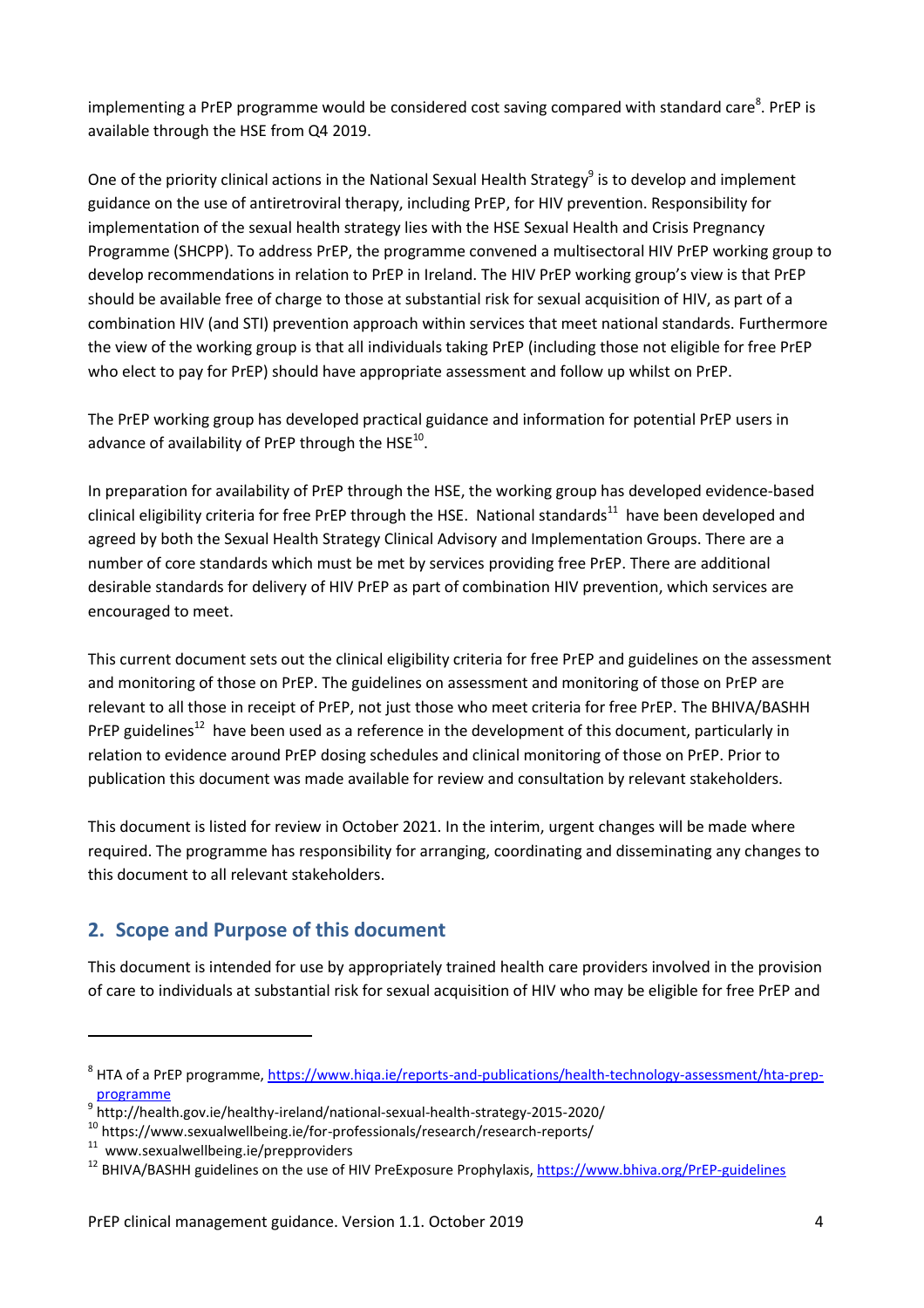implementing a PrEP programme would be considered cost saving compared with standard care[8]. PrEP is available through the HSE from Q4 2019.

One of the priority clinical actions in the National Sexual Health Strategy[9] is to develop and implement guidance on the use of antiretroviral therapy, including PrEP, for HIV prevention. Responsibility for implementation of the sexual health strategy lies with the HSE Sexual Health and Crisis Pregnancy Programme (SHCPP). To address PrEP, the programme convened a multisectoral HIV PrEP working group to develop recommendations in relation to PrEP in Ireland. The HIV PrEP working group's view is that PrEP should be available free of charge to those at substantial risk for sexual acquisition of HIV, as part of a combination HIV (and STI) prevention approach within services that meet national standards. Furthermore the view of the working group is that all individuals taking PrEP (including those not eligible for free PrEP who elect to pay for PrEP) should have appropriate assessment and follow up whilst on PrEP.

The PrEP working group has developed practical guidance and information for potential PrEP users in advance of availability of PrEP through the HSE[10].

In preparation for availability of PrEP through the HSE, the working group has developed evidence-based clinical eligibility criteria for free PrEP through the HSE. National standards[11] have been developed and agreed by both the Sexual Health Strategy Clinical Advisory and Implementation Groups. There are a number of core standards which must be met by services providing free PrEP. There are additional desirable standards for delivery of HIV PrEP as part of combination HIV prevention, which services are encouraged to meet.

This current document sets out the clinical eligibility criteria for free PrEP and guidelines on the assessment and monitoring of those on PrEP. The guidelines on assessment and monitoring of those on PrEP are relevant to all those in receipt of PrEP, not just those who meet criteria for free PrEP. The BHIVA/BASHH PrEP guidelines[12] have been used as a reference in the development of this document, particularly in relation to evidence around PrEP dosing schedules and clinical monitoring of those on PrEP. Prior to publication this document was made available for review and consultation by relevant stakeholders.

This document is listed for review in October 2021. In the interim, urgent changes will be made where required. The programme has responsibility for arranging, coordinating and disseminating any changes to this document to all relevant stakeholders.

## 2. Scope and Purpose of this document

This document is intended for use by appropriately trained health care providers involved in the provision of care to individuals at substantial risk for sexual acquisition of HIV who may be eligible for free PrEP and

---

[8] HTA of a PrEP programme, https://www.hiqa.ie/reports-and-publications/health-technology-assessment/hta-prep-programme

[9] http://health.gov.ie/healthy-ireland/national-sexual-health-strategy-2015-2020/

[10] https://www.sexualwellbeing.ie/for-professionals/research/research-reports/

[11] www.sexualwellbeing.ie/prepproviders

[12] BHIVA/BASHH guidelines on the use of HIV PreExposure Prophylaxis, https://www.bhiva.org/PrEP-guidelines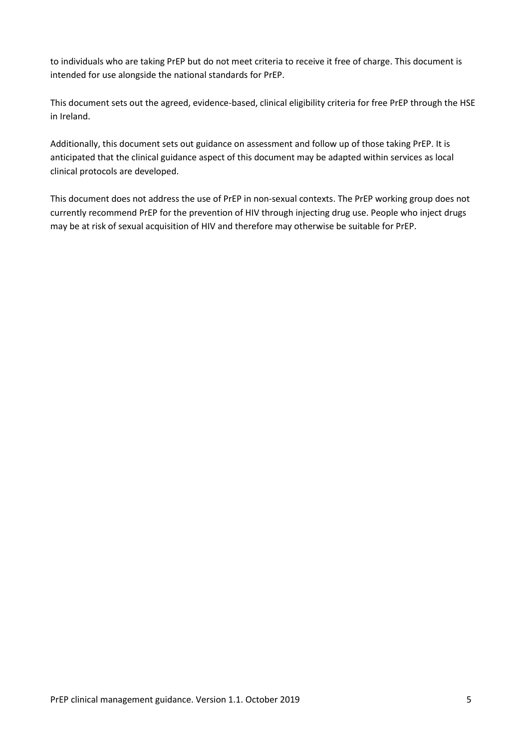to individuals who are taking PrEP but do not meet criteria to receive it free of charge. This document is intended for use alongside the national standards for PrEP.

This document sets out the agreed, evidence-based, clinical eligibility criteria for free PrEP through the HSE in Ireland.

Additionally, this document sets out guidance on assessment and follow up of those taking PrEP. It is anticipated that the clinical guidance aspect of this document may be adapted within services as local clinical protocols are developed.

This document does not address the use of PrEP in non-sexual contexts. The PrEP working group does not currently recommend PrEP for the prevention of HIV through injecting drug use. People who inject drugs may be at risk of sexual acquisition of HIV and therefore may otherwise be suitable for PrEP.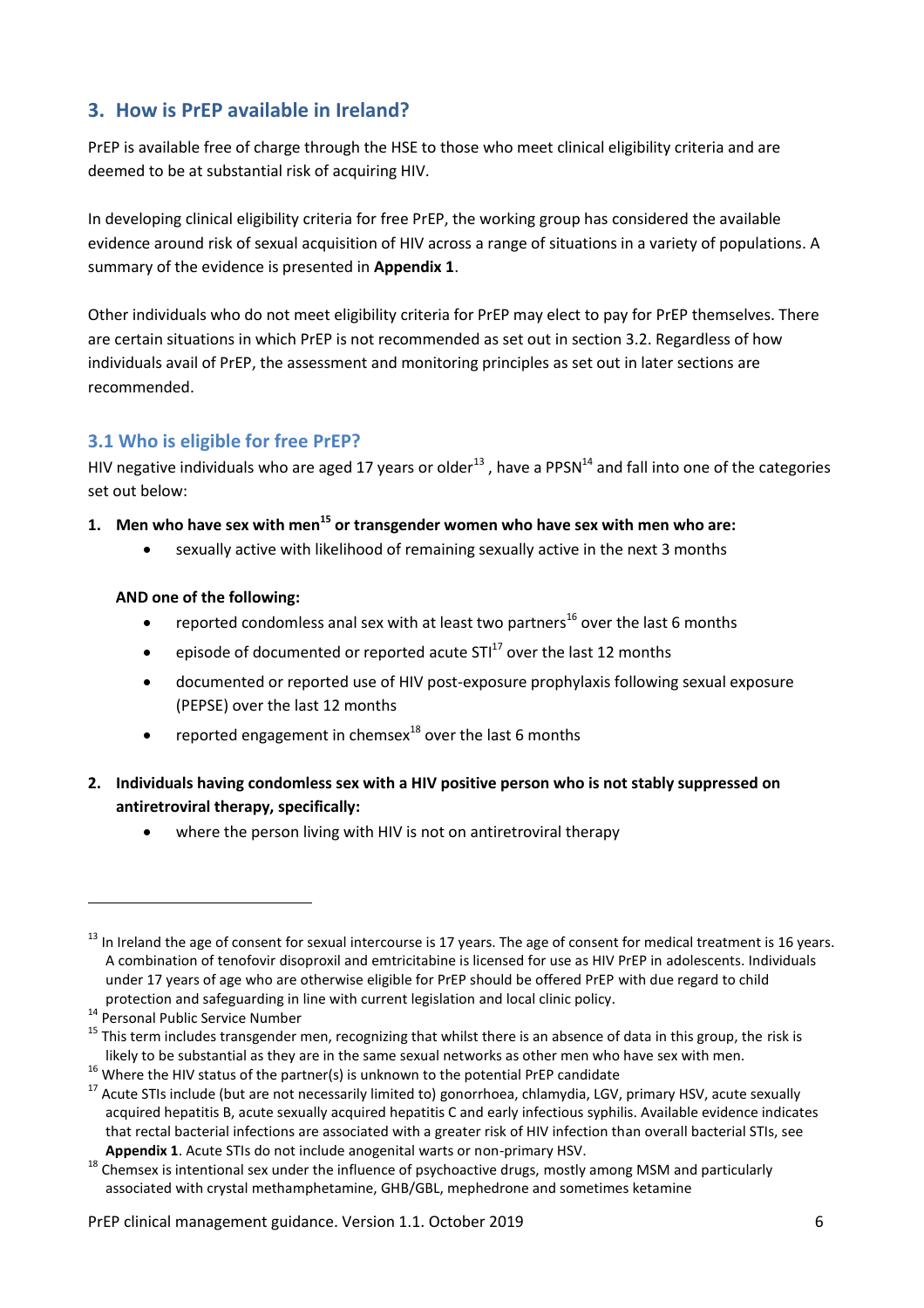## 3. How is PrEP available in Ireland?

PrEP is available free of charge through the HSE to those who meet clinical eligibility criteria and are deemed to be at substantial risk of acquiring HIV.

In developing clinical eligibility criteria for free PrEP, the working group has considered the available evidence around risk of sexual acquisition of HIV across a range of situations in a variety of populations. A summary of the evidence is presented in **Appendix 1**.

Other individuals who do not meet eligibility criteria for PrEP may elect to pay for PrEP themselves. There are certain situations in which PrEP is not recommended as set out in section 3.2. Regardless of how individuals avail of PrEP, the assessment and monitoring principles as set out in later sections are recommended.

### 3.1 Who is eligible for free PrEP?

HIV negative individuals who are aged 17 years or older[13], have a PPSN[14] and fall into one of the categories set out below:

1. **Men who have sex with men[15] or transgender women who have sex with men who are:**
    - sexually active with likelihood of remaining sexually active in the next 3 months

    **AND one of the following:**
    - reported condomless anal sex with at least two partners[16] over the last 6 months
    - episode of documented or reported acute STI[17] over the last 12 months
    - documented or reported use of HIV post-exposure prophylaxis following sexual exposure (PEPSE) over the last 12 months
    - reported engagement in chemsex[18] over the last 6 months

2. **Individuals having condomless sex with a HIV positive person who is not stably suppressed on antiretroviral therapy, specifically:**
    - where the person living with HIV is not on antiretroviral therapy

---

[13] In Ireland the age of consent for sexual intercourse is 17 years. The age of consent for medical treatment is 16 years. A combination of tenofovir disoproxil and emtricitabine is licensed for use as HIV PrEP in adolescents. Individuals under 17 years of age who are otherwise eligible for PrEP should be offered PrEP with due regard to child protection and safeguarding in line with current legislation and local clinic policy.

[14] Personal Public Service Number

[15] This term includes transgender men, recognizing that whilst there is an absence of data in this group, the risk is likely to be substantial as they are in the same sexual networks as other men who have sex with men.

[16] Where the HIV status of the partner(s) is unknown to the potential PrEP candidate

[17] Acute STIs include (but are not necessarily limited to) gonorrhoea, chlamydia, LGV, primary HSV, acute sexually acquired hepatitis B, acute sexually acquired hepatitis C and early infectious syphilis. Available evidence indicates that rectal bacterial infections are associated with a greater risk of HIV infection than overall bacterial STIs, see **Appendix 1**. Acute STIs do not include anogenital warts or non-primary HSV.

[18] Chemsex is intentional sex under the influence of psychoactive drugs, mostly among MSM and particularly associated with crystal methamphetamine, GHB/GBL, mephedrone and sometimes ketamine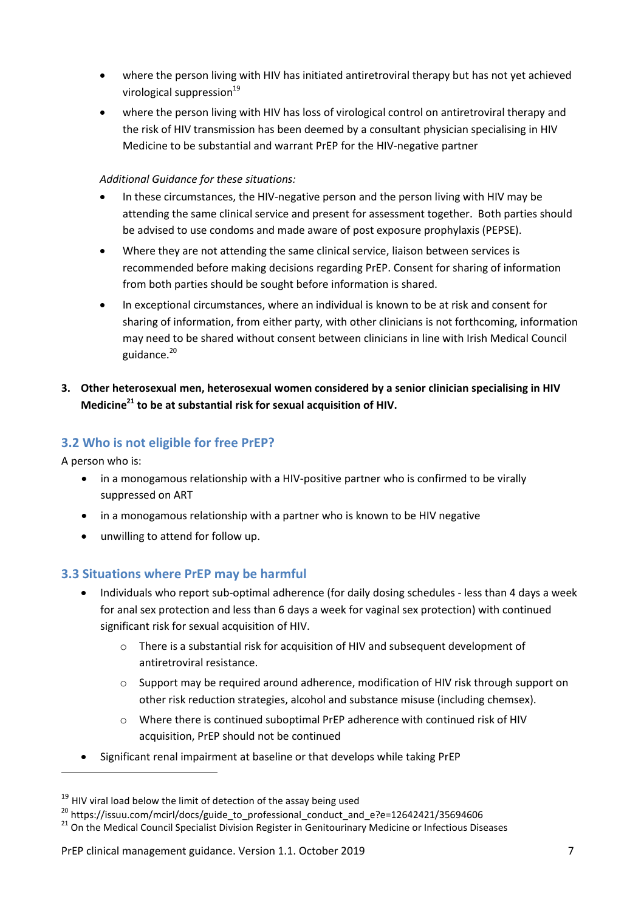- where the person living with HIV has initiated antiretroviral therapy but has not yet achieved virological suppression[19]
- where the person living with HIV has loss of virological control on antiretroviral therapy and the risk of HIV transmission has been deemed by a consultant physician specialising in HIV Medicine to be substantial and warrant PrEP for the HIV-negative partner

*Additional Guidance for these situations:*

- In these circumstances, the HIV-negative person and the person living with HIV may be attending the same clinical service and present for assessment together. Both parties should be advised to use condoms and made aware of post exposure prophylaxis (PEPSE).
- Where they are not attending the same clinical service, liaison between services is recommended before making decisions regarding PrEP. Consent for sharing of information from both parties should be sought before information is shared.
- In exceptional circumstances, where an individual is known to be at risk and consent for sharing of information, from either party, with other clinicians is not forthcoming, information may need to be shared without consent between clinicians in line with Irish Medical Council guidance.[20]

3. **Other heterosexual men, heterosexual women considered by a senior clinician specialising in HIV Medicine[21] to be at substantial risk for sexual acquisition of HIV.**

## 3.2 Who is not eligible for free PrEP?

A person who is:

- in a monogamous relationship with a HIV-positive partner who is confirmed to be virally suppressed on ART
- in a monogamous relationship with a partner who is known to be HIV negative
- unwilling to attend for follow up.

## 3.3 Situations where PrEP may be harmful

- Individuals who report sub-optimal adherence (for daily dosing schedules - less than 4 days a week for anal sex protection and less than 6 days a week for vaginal sex protection) with continued significant risk for sexual acquisition of HIV.
  - There is a substantial risk for acquisition of HIV and subsequent development of antiretroviral resistance.
  - Support may be required around adherence, modification of HIV risk through support on other risk reduction strategies, alcohol and substance misuse (including chemsex).
  - Where there is continued suboptimal PrEP adherence with continued risk of HIV acquisition, PrEP should not be continued
- Significant renal impairment at baseline or that develops while taking PrEP

---

[19] HIV viral load below the limit of detection of the assay being used

[20] https://issuu.com/mcirl/docs/guide_to_professional_conduct_and_e?e=12642421/35694606

[21] On the Medical Council Specialist Division Register in Genitourinary Medicine or Infectious Diseases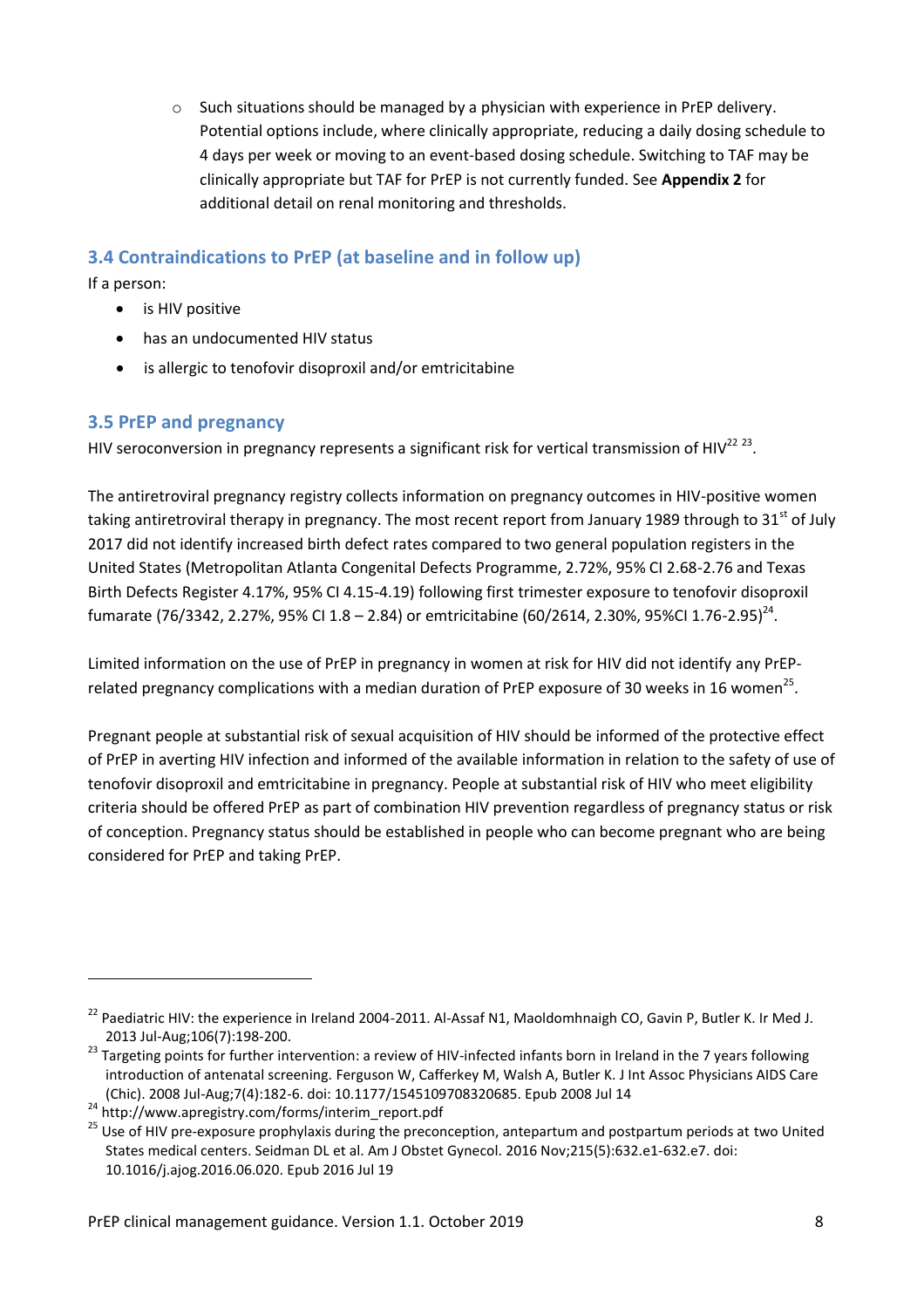- Such situations should be managed by a physician with experience in PrEP delivery. Potential options include, where clinically appropriate, reducing a daily dosing schedule to 4 days per week or moving to an event-based dosing schedule. Switching to TAF may be clinically appropriate but TAF for PrEP is not currently funded. See **Appendix 2** for additional detail on renal monitoring and thresholds.

## 3.4 Contraindications to PrEP (at baseline and in follow up)

If a person:

- is HIV positive
- has an undocumented HIV status
- is allergic to tenofovir disoproxil and/or emtricitabine

## 3.5 PrEP and pregnancy

HIV seroconversion in pregnancy represents a significant risk for vertical transmission of HIV[22 23].

The antiretroviral pregnancy registry collects information on pregnancy outcomes in HIV-positive women taking antiretroviral therapy in pregnancy. The most recent report from January 1989 through to 31st of July 2017 did not identify increased birth defect rates compared to two general population registers in the United States (Metropolitan Atlanta Congenital Defects Programme, 2.72%, 95% CI 2.68-2.76 and Texas Birth Defects Register 4.17%, 95% CI 4.15-4.19) following first trimester exposure to tenofovir disoproxil fumarate (76/3342, 2.27%, 95% CI 1.8 – 2.84) or emtricitabine (60/2614, 2.30%, 95%CI 1.76-2.95)[24].

Limited information on the use of PrEP in pregnancy in women at risk for HIV did not identify any PrEP-related pregnancy complications with a median duration of PrEP exposure of 30 weeks in 16 women[25].

Pregnant people at substantial risk of sexual acquisition of HIV should be informed of the protective effect of PrEP in averting HIV infection and informed of the available information in relation to the safety of use of tenofovir disoproxil and emtricitabine in pregnancy. People at substantial risk of HIV who meet eligibility criteria should be offered PrEP as part of combination HIV prevention regardless of pregnancy status or risk of conception. Pregnancy status should be established in people who can become pregnant who are being considered for PrEP and taking PrEP.

---

[22] Paediatric HIV: the experience in Ireland 2004-2011. Al-Assaf N1, Maoldomhnaigh CO, Gavin P, Butler K. Ir Med J. 2013 Jul-Aug;106(7):198-200.

[23] Targeting points for further intervention: a review of HIV-infected infants born in Ireland in the 7 years following introduction of antenatal screening. Ferguson W, Cafferkey M, Walsh A, Butler K. J Int Assoc Physicians AIDS Care (Chic). 2008 Jul-Aug;7(4):182-6. doi: 10.1177/1545109708320685. Epub 2008 Jul 14

[24] http://www.apregistry.com/forms/interim_report.pdf

[25] Use of HIV pre-exposure prophylaxis during the preconception, antepartum and postpartum periods at two United States medical centers. Seidman DL et al. Am J Obstet Gynecol. 2016 Nov;215(5):632.e1-632.e7. doi: 10.1016/j.ajog.2016.06.020. Epub 2016 Jul 19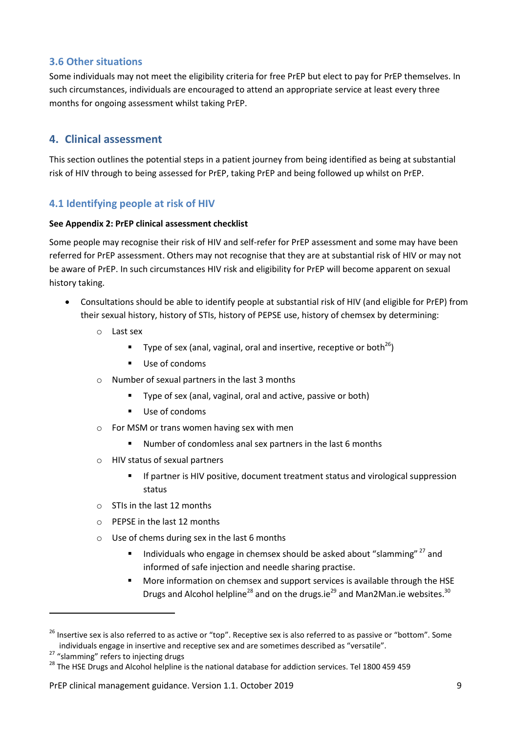## 3.6 Other situations

Some individuals may not meet the eligibility criteria for free PrEP but elect to pay for PrEP themselves. In such circumstances, individuals are encouraged to attend an appropriate service at least every three months for ongoing assessment whilst taking PrEP.

# 4. Clinical assessment

This section outlines the potential steps in a patient journey from being identified as being at substantial risk of HIV through to being assessed for PrEP, taking PrEP and being followed up whilst on PrEP.

## 4.1 Identifying people at risk of HIV

**See Appendix 2: PrEP clinical assessment checklist**

Some people may recognise their risk of HIV and self-refer for PrEP assessment and some may have been referred for PrEP assessment. Others may not recognise that they are at substantial risk of HIV or may not be aware of PrEP. In such circumstances HIV risk and eligibility for PrEP will become apparent on sexual history taking.

- Consultations should be able to identify people at substantial risk of HIV (and eligible for PrEP) from their sexual history, history of STIs, history of PEPSE use, history of chemsex by determining:
  - Last sex
    - Type of sex (anal, vaginal, oral and insertive, receptive or both[26])
    - Use of condoms
  - Number of sexual partners in the last 3 months
    - Type of sex (anal, vaginal, oral and active, passive or both)
    - Use of condoms
  - For MSM or trans women having sex with men
    - Number of condomless anal sex partners in the last 6 months
  - HIV status of sexual partners
    - If partner is HIV positive, document treatment status and virological suppression status
  - STIs in the last 12 months
  - PEPSE in the last 12 months
  - Use of chems during sex in the last 6 months
    - Individuals who engage in chemsex should be asked about "slamming" [27] and informed of safe injection and needle sharing practise.
    - More information on chemsex and support services is available through the HSE Drugs and Alcohol helpline[28] and on the drugs.ie[29] and Man2Man.ie websites.[30]

---

[26] Insertive sex is also referred to as active or "top". Receptive sex is also referred to as passive or "bottom". Some individuals engage in insertive and receptive sex and are sometimes described as "versatile".

[27] "slamming" refers to injecting drugs

[28] The HSE Drugs and Alcohol helpline is the national database for addiction services. Tel 1800 459 459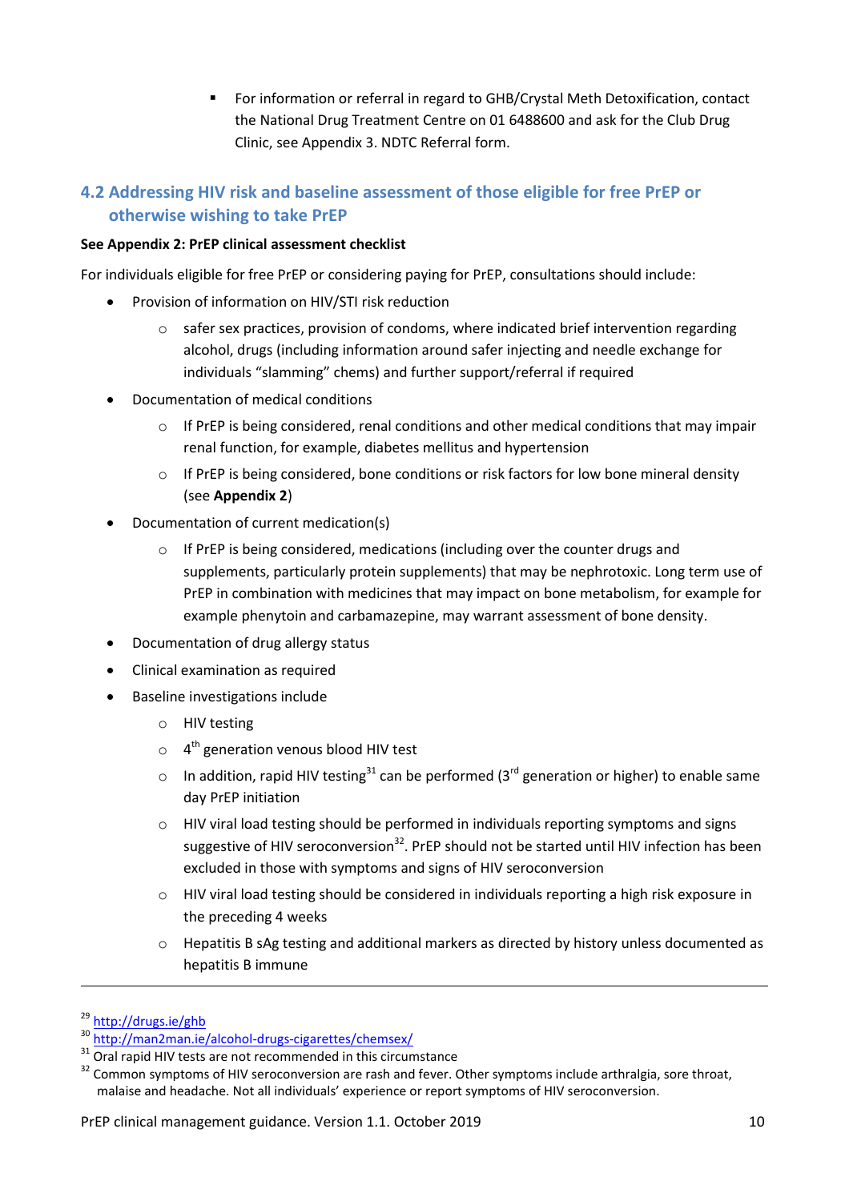- For information or referral in regard to GHB/Crystal Meth Detoxification, contact the National Drug Treatment Centre on 01 6488600 and ask for the Club Drug Clinic, see Appendix 3. NDTC Referral form.

## 4.2 Addressing HIV risk and baseline assessment of those eligible for free PrEP or otherwise wishing to take PrEP

**See Appendix 2: PrEP clinical assessment checklist**

For individuals eligible for free PrEP or considering paying for PrEP, consultations should include:

- Provision of information on HIV/STI risk reduction
    - safer sex practices, provision of condoms, where indicated brief intervention regarding alcohol, drugs (including information around safer injecting and needle exchange for individuals "slamming" chems) and further support/referral if required
- Documentation of medical conditions
    - If PrEP is being considered, renal conditions and other medical conditions that may impair renal function, for example, diabetes mellitus and hypertension
    - If PrEP is being considered, bone conditions or risk factors for low bone mineral density (see **Appendix 2**)
- Documentation of current medication(s)
    - If PrEP is being considered, medications (including over the counter drugs and supplements, particularly protein supplements) that may be nephrotoxic. Long term use of PrEP in combination with medicines that may impact on bone metabolism, for example for example phenytoin and carbamazepine, may warrant assessment of bone density.
- Documentation of drug allergy status
- Clinical examination as required
- Baseline investigations include
    - HIV testing
    - 4th generation venous blood HIV test
    - In addition, rapid HIV testing[31] can be performed (3rd generation or higher) to enable same day PrEP initiation
    - HIV viral load testing should be performed in individuals reporting symptoms and signs suggestive of HIV seroconversion[32]. PrEP should not be started until HIV infection has been excluded in those with symptoms and signs of HIV seroconversion
    - HIV viral load testing should be considered in individuals reporting a high risk exposure in the preceding 4 weeks
    - Hepatitis B sAg testing and additional markers as directed by history unless documented as hepatitis B immune

---

[29] http://drugs.ie/ghb

[30] http://man2man.ie/alcohol-drugs-cigarettes/chemsex/

[31] Oral rapid HIV tests are not recommended in this circumstance

[32] Common symptoms of HIV seroconversion are rash and fever. Other symptoms include arthralgia, sore throat, malaise and headache. Not all individuals' experience or report symptoms of HIV seroconversion.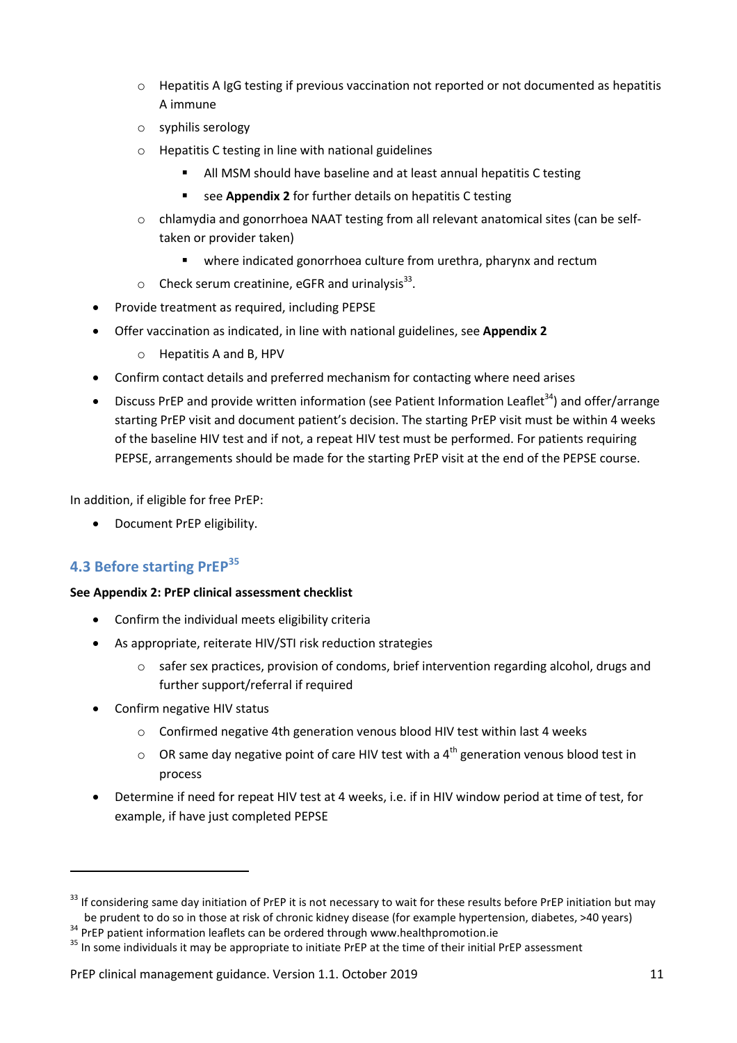- Hepatitis A IgG testing if previous vaccination not reported or not documented as hepatitis A immune
    - syphilis serology
    - Hepatitis C testing in line with national guidelines
        - All MSM should have baseline and at least annual hepatitis C testing
        - see **Appendix 2** for further details on hepatitis C testing
    - chlamydia and gonorrhoea NAAT testing from all relevant anatomical sites (can be self-taken or provider taken)
        - where indicated gonorrhoea culture from urethra, pharynx and rectum
    - Check serum creatinine, eGFR and urinalysis[33].
- Provide treatment as required, including PEPSE
- Offer vaccination as indicated, in line with national guidelines, see **Appendix 2**
    - Hepatitis A and B, HPV
- Confirm contact details and preferred mechanism for contacting where need arises
- Discuss PrEP and provide written information (see Patient Information Leaflet[34]) and offer/arrange starting PrEP visit and document patient's decision. The starting PrEP visit must be within 4 weeks of the baseline HIV test and if not, a repeat HIV test must be performed. For patients requiring PEPSE, arrangements should be made for the starting PrEP visit at the end of the PEPSE course.

In addition, if eligible for free PrEP:

- Document PrEP eligibility.

### 4.3 Before starting PrEP[35]

**See Appendix 2: PrEP clinical assessment checklist**

- Confirm the individual meets eligibility criteria
- As appropriate, reiterate HIV/STI risk reduction strategies
    - safer sex practices, provision of condoms, brief intervention regarding alcohol, drugs and further support/referral if required
- Confirm negative HIV status
    - Confirmed negative 4th generation venous blood HIV test within last 4 weeks
    - OR same day negative point of care HIV test with a 4th generation venous blood test in process
- Determine if need for repeat HIV test at 4 weeks, i.e. if in HIV window period at time of test, for example, if have just completed PEPSE

---

[33] If considering same day initiation of PrEP it is not necessary to wait for these results before PrEP initiation but may be prudent to do so in those at risk of chronic kidney disease (for example hypertension, diabetes, >40 years)

[34] PrEP patient information leaflets can be ordered through www.healthpromotion.ie

[35] In some individuals it may be appropriate to initiate PrEP at the time of their initial PrEP assessment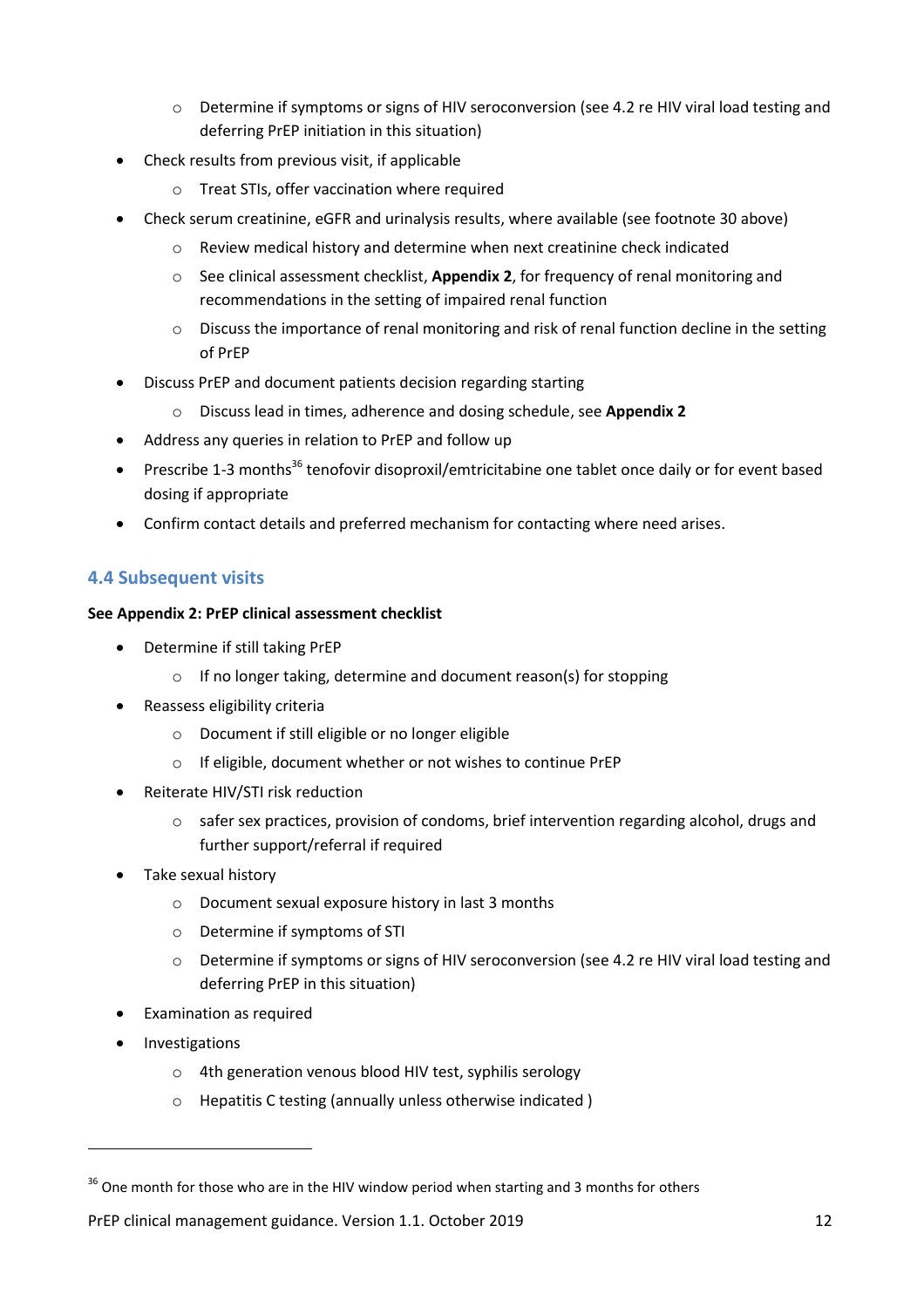- Determine if symptoms or signs of HIV seroconversion (see 4.2 re HIV viral load testing and deferring PrEP initiation in this situation)
- Check results from previous visit, if applicable
    - Treat STIs, offer vaccination where required
- Check serum creatinine, eGFR and urinalysis results, where available (see footnote 30 above)
    - Review medical history and determine when next creatinine check indicated
    - See clinical assessment checklist, **Appendix 2**, for frequency of renal monitoring and recommendations in the setting of impaired renal function
    - Discuss the importance of renal monitoring and risk of renal function decline in the setting of PrEP
- Discuss PrEP and document patients decision regarding starting
    - Discuss lead in times, adherence and dosing schedule, see **Appendix 2**
- Address any queries in relation to PrEP and follow up
- Prescribe 1-3 months[36] tenofovir disoproxil/emtricitabine one tablet once daily or for event based dosing if appropriate
- Confirm contact details and preferred mechanism for contacting where need arises.

## 4.4 Subsequent visits

**See Appendix 2: PrEP clinical assessment checklist**

- Determine if still taking PrEP
    - If no longer taking, determine and document reason(s) for stopping
- Reassess eligibility criteria
    - Document if still eligible or no longer eligible
    - If eligible, document whether or not wishes to continue PrEP
- Reiterate HIV/STI risk reduction
    - safer sex practices, provision of condoms, brief intervention regarding alcohol, drugs and further support/referral if required
- Take sexual history
    - Document sexual exposure history in last 3 months
    - Determine if symptoms of STI
    - Determine if symptoms or signs of HIV seroconversion (see 4.2 re HIV viral load testing and deferring PrEP in this situation)
- Examination as required
- Investigations
    - 4th generation venous blood HIV test, syphilis serology
    - Hepatitis C testing (annually unless otherwise indicated )

[36] One month for those who are in the HIV window period when starting and 3 months for others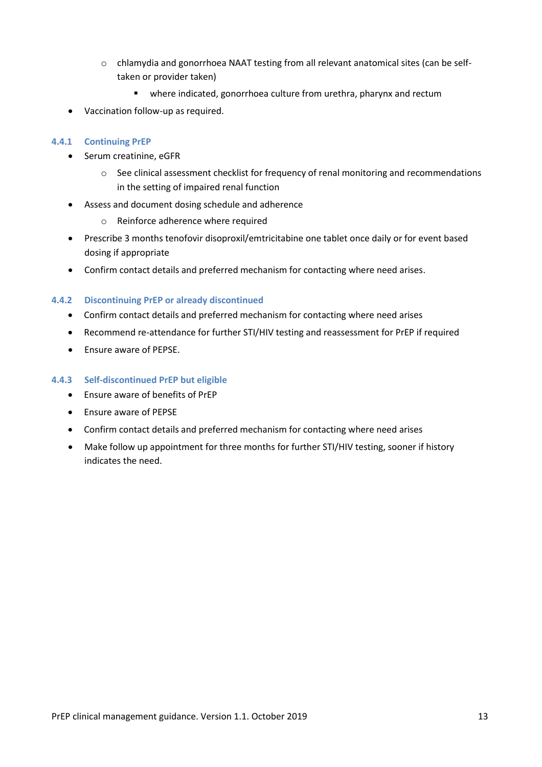- chlamydia and gonorrhoea NAAT testing from all relevant anatomical sites (can be self-taken or provider taken)
        - where indicated, gonorrhoea culture from urethra, pharynx and rectum
- Vaccination follow-up as required.

### 4.4.1 Continuing PrEP

- Serum creatinine, eGFR
    - See clinical assessment checklist for frequency of renal monitoring and recommendations in the setting of impaired renal function
- Assess and document dosing schedule and adherence
    - Reinforce adherence where required
- Prescribe 3 months tenofovir disoproxil/emtricitabine one tablet once daily or for event based dosing if appropriate
- Confirm contact details and preferred mechanism for contacting where need arises.

### 4.4.2 Discontinuing PrEP or already discontinued

- Confirm contact details and preferred mechanism for contacting where need arises
- Recommend re-attendance for further STI/HIV testing and reassessment for PrEP if required
- Ensure aware of PEPSE.

### 4.4.3 Self-discontinued PrEP but eligible

- Ensure aware of benefits of PrEP
- Ensure aware of PEPSE
- Confirm contact details and preferred mechanism for contacting where need arises
- Make follow up appointment for three months for further STI/HIV testing, sooner if history indicates the need.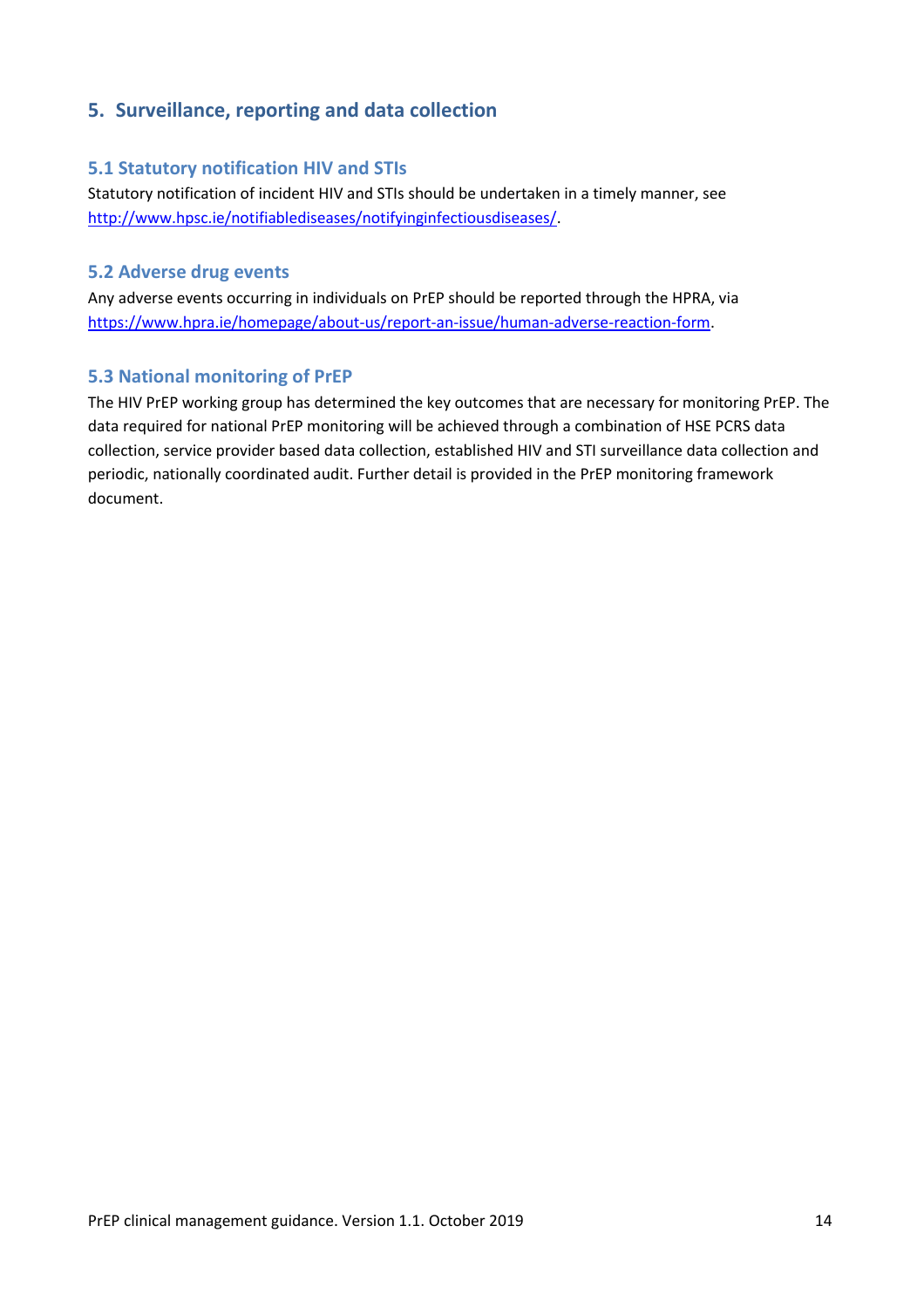## 5. Surveillance, reporting and data collection

### 5.1 Statutory notification HIV and STIs

Statutory notification of incident HIV and STIs should be undertaken in a timely manner, see http://www.hpsc.ie/notifiablediseases/notifyinginfectiousdiseases/.

### 5.2 Adverse drug events

Any adverse events occurring in individuals on PrEP should be reported through the HPRA, via https://www.hpra.ie/homepage/about-us/report-an-issue/human-adverse-reaction-form.

### 5.3 National monitoring of PrEP

The HIV PrEP working group has determined the key outcomes that are necessary for monitoring PrEP. The data required for national PrEP monitoring will be achieved through a combination of HSE PCRS data collection, service provider based data collection, established HIV and STI surveillance data collection and periodic, nationally coordinated audit. Further detail is provided in the PrEP monitoring framework document.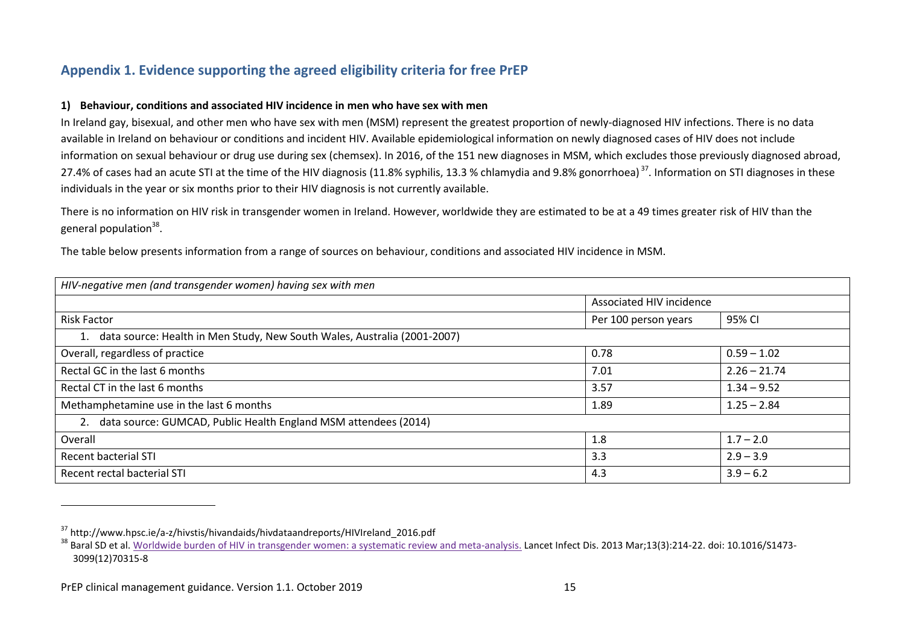## Appendix 1. Evidence supporting the agreed eligibility criteria for free PrEP

**1) Behaviour, conditions and associated HIV incidence in men who have sex with men**

In Ireland gay, bisexual, and other men who have sex with men (MSM) represent the greatest proportion of newly-diagnosed HIV infections. There is no data available in Ireland on behaviour or conditions and incident HIV. Available epidemiological information on newly diagnosed cases of HIV does not include information on sexual behaviour or drug use during sex (chemsex). In 2016, of the 151 new diagnoses in MSM, which excludes those previously diagnosed abroad, 27.4% of cases had an acute STI at the time of the HIV diagnosis (11.8% syphilis, 13.3 % chlamydia and 9.8% gonorrhoea) [37]. Information on STI diagnoses in these individuals in the year or six months prior to their HIV diagnosis is not currently available.

There is no information on HIV risk in transgender women in Ireland. However, worldwide they are estimated to be at a 49 times greater risk of HIV than the general population[38].

The table below presents information from a range of sources on behaviour, conditions and associated HIV incidence in MSM.

| *HIV-negative men (and transgender women) having sex with men* | | |
|---|---|---|
| | Associated HIV incidence | |
| Risk Factor | Per 100 person years | 95% CI |
| 1. data source: Health in Men Study, New South Wales, Australia (2001-2007) | | |
| Overall, regardless of practice | 0.78 | 0.59 – 1.02 |
| Rectal GC in the last 6 months | 7.01 | 2.26 – 21.74 |
| Rectal CT in the last 6 months | 3.57 | 1.34 – 9.52 |
| Methamphetamine use in the last 6 months | 1.89 | 1.25 – 2.84 |
| 2. data source: GUMCAD, Public Health England MSM attendees (2014) | | |
| Overall | 1.8 | 1.7 – 2.0 |
| Recent bacterial STI | 3.3 | 2.9 – 3.9 |
| Recent rectal bacterial STI | 4.3 | 3.9 – 6.2 |

[37] http://www.hpsc.ie/a-z/hivstis/hivandaids/hivdataandreports/HIVIreland_2016.pdf

[38] Baral SD et al. Worldwide burden of HIV in transgender women: a systematic review and meta-analysis. Lancet Infect Dis. 2013 Mar;13(3):214-22. doi: 10.1016/S1473-3099(12)70315-8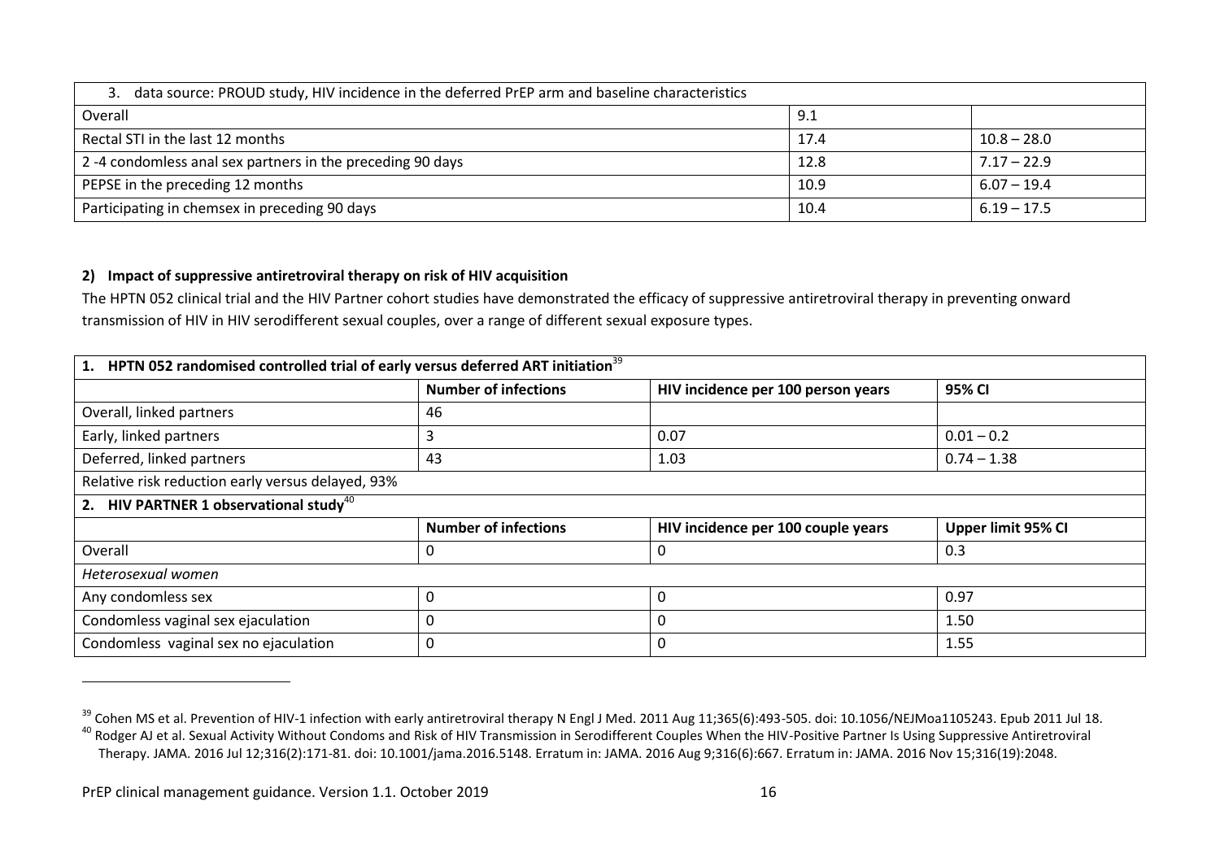| 3. data source: PROUD study, HIV incidence in the deferred PrEP arm and baseline characteristics | | |
|---|---|---|
| Overall | 9.1 | |
| Rectal STI in the last 12 months | 17.4 | 10.8 – 28.0 |
| 2 -4 condomless anal sex partners in the preceding 90 days | 12.8 | 7.17 – 22.9 |
| PEPSE in the preceding 12 months | 10.9 | 6.07 – 19.4 |
| Participating in chemsex in preceding 90 days | 10.4 | 6.19 – 17.5 |

**2) Impact of suppressive antiretroviral therapy on risk of HIV acquisition**

The HPTN 052 clinical trial and the HIV Partner cohort studies have demonstrated the efficacy of suppressive antiretroviral therapy in preventing onward transmission of HIV in HIV serodifferent sexual couples, over a range of different sexual exposure types.

| **1. HPTN 052 randomised controlled trial of early versus deferred ART initiation**[39] | | | |
|---|---|---|---|
| | **Number of infections** | **HIV incidence per 100 person years** | **95% CI** |
| Overall, linked partners | 46 | | |
| Early, linked partners | 3 | 0.07 | 0.01 – 0.2 |
| Deferred, linked partners | 43 | 1.03 | 0.74 – 1.38 |
| Relative risk reduction early versus delayed, 93% | | | |
| **2. HIV PARTNER 1 observational study**[40] | | | |
| | **Number of infections** | **HIV incidence per 100 couple years** | **Upper limit 95% CI** |
| Overall | 0 | 0 | 0.3 |
| *Heterosexual women* | | | |
| Any condomless sex | 0 | 0 | 0.97 |
| Condomless vaginal sex ejaculation | 0 | 0 | 1.50 |
| Condomless vaginal sex no ejaculation | 0 | 0 | 1.55 |

[39] Cohen MS et al. Prevention of HIV-1 infection with early antiretroviral therapy N Engl J Med. 2011 Aug 11;365(6):493-505. doi: 10.1056/NEJMoa1105243. Epub 2011 Jul 18.

[40] Rodger AJ et al. Sexual Activity Without Condoms and Risk of HIV Transmission in Serodifferent Couples When the HIV-Positive Partner Is Using Suppressive Antiretroviral Therapy. JAMA. 2016 Jul 12;316(2):171-81. doi: 10.1001/jama.2016.5148. Erratum in: JAMA. 2016 Aug 9;316(6):667. Erratum in: JAMA. 2016 Nov 15;316(19):2048.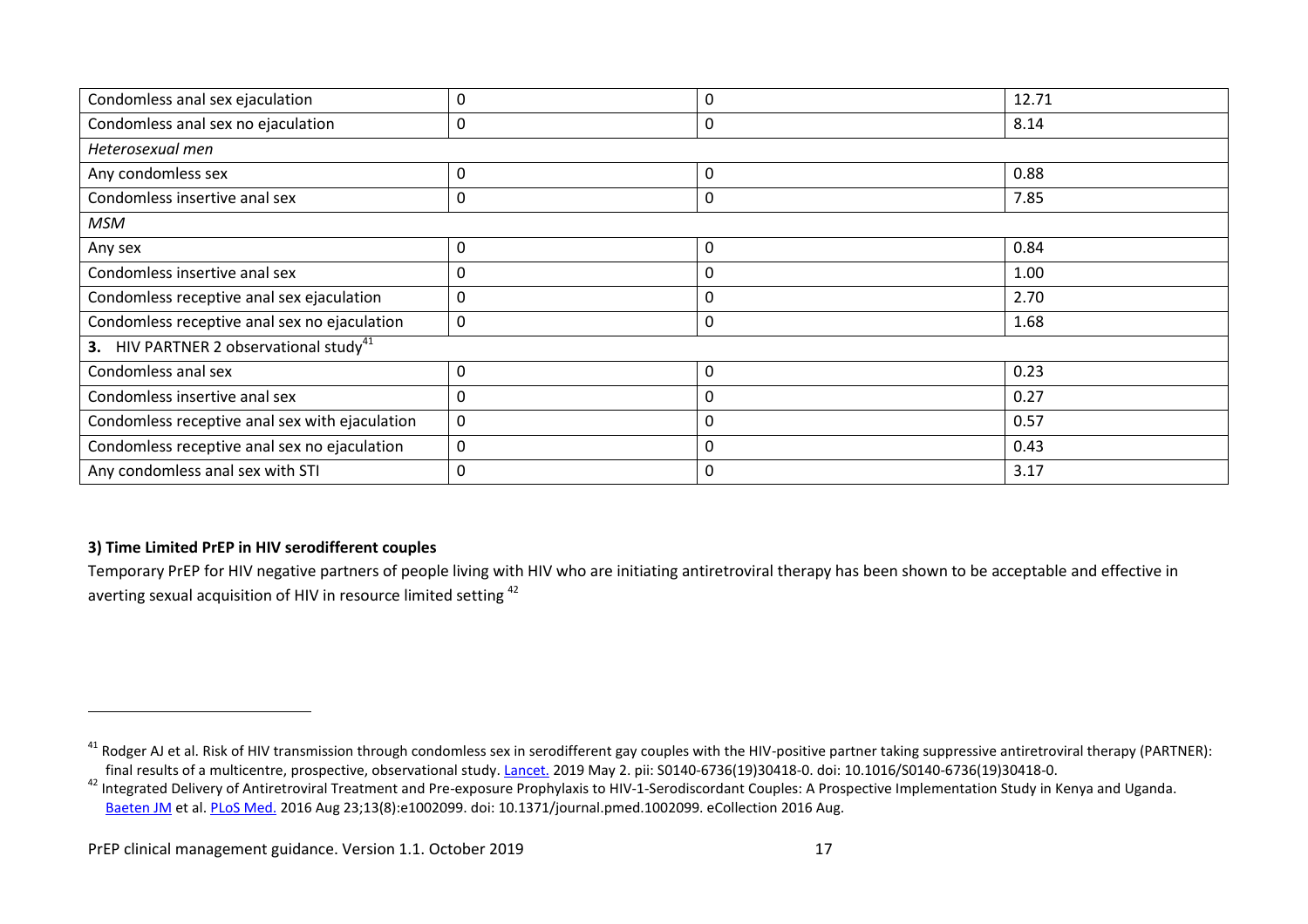| | | | |
|---|---|---|---|
| Condomless anal sex ejaculation | 0 | 0 | 12.71 |
| Condomless anal sex no ejaculation | 0 | 0 | 8.14 |
| *Heterosexual men* | | | |
| Any condomless sex | 0 | 0 | 0.88 |
| Condomless insertive anal sex | 0 | 0 | 7.85 |
| *MSM* | | | |
| Any sex | 0 | 0 | 0.84 |
| Condomless insertive anal sex | 0 | 0 | 1.00 |
| Condomless receptive anal sex ejaculation | 0 | 0 | 2.70 |
| Condomless receptive anal sex no ejaculation | 0 | 0 | 1.68 |
| **3.** HIV PARTNER 2 observational study[41] | | | |
| Condomless anal sex | 0 | 0 | 0.23 |
| Condomless insertive anal sex | 0 | 0 | 0.27 |
| Condomless receptive anal sex with ejaculation | 0 | 0 | 0.57 |
| Condomless receptive anal sex no ejaculation | 0 | 0 | 0.43 |
| Any condomless anal sex with STI | 0 | 0 | 3.17 |

**3) Time Limited PrEP in HIV serodifferent couples**

Temporary PrEP for HIV negative partners of people living with HIV who are initiating antiretroviral therapy has been shown to be acceptable and effective in averting sexual acquisition of HIV in resource limited setting [42]

[41] Rodger AJ et al. Risk of HIV transmission through condomless sex in serodifferent gay couples with the HIV-positive partner taking suppressive antiretroviral therapy (PARTNER): final results of a multicentre, prospective, observational study. Lancet. 2019 May 2. pii: S0140-6736(19)30418-0. doi: 10.1016/S0140-6736(19)30418-0.

[42] Integrated Delivery of Antiretroviral Treatment and Pre-exposure Prophylaxis to HIV-1-Serodiscordant Couples: A Prospective Implementation Study in Kenya and Uganda. Baeten JM et al. PLoS Med. 2016 Aug 23;13(8):e1002099. doi: 10.1371/journal.pmed.1002099. eCollection 2016 Aug.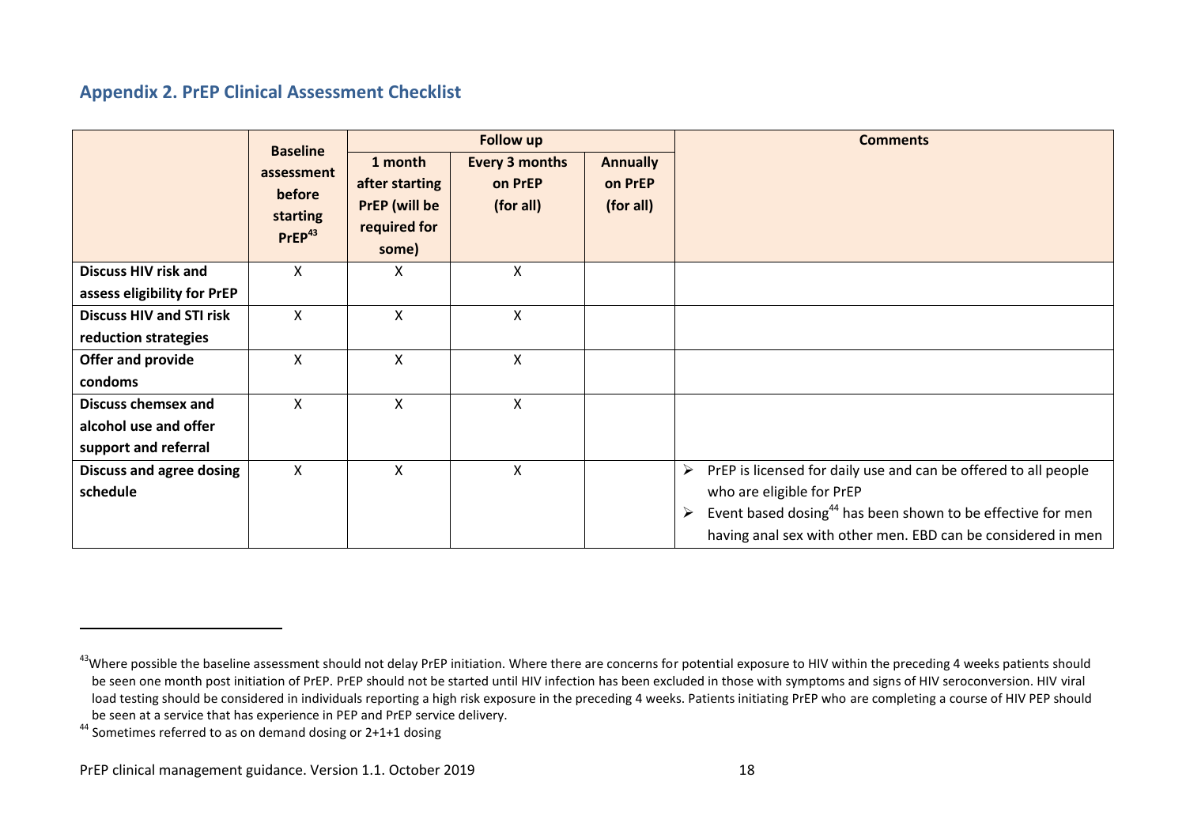## Appendix 2. PrEP Clinical Assessment Checklist

| | Baseline assessment before starting PrEP[43] | Follow up | | | Comments |
|---|---|---|---|---|---|
| | | 1 month after starting PrEP (will be required for some) | Every 3 months on PrEP (for all) | Annually on PrEP (for all) | |
| **Discuss HIV risk and assess eligibility for PrEP** | X | X | X | | |
| **Discuss HIV and STI risk reduction strategies** | X | X | X | | |
| **Offer and provide condoms** | X | X | X | | |
| **Discuss chemsex and alcohol use and offer support and referral** | X | X | X | | |
| **Discuss and agree dosing schedule** | X | X | X | | ➢ PrEP is licensed for daily use and can be offered to all people who are eligible for PrEP<br>➢ Event based dosing[44] has been shown to be effective for men having anal sex with other men. EBD can be considered in men |

---

[43] Where possible the baseline assessment should not delay PrEP initiation. Where there are concerns for potential exposure to HIV within the preceding 4 weeks patients should be seen one month post initiation of PrEP. PrEP should not be started until HIV infection has been excluded in those with symptoms and signs of HIV seroconversion. HIV viral load testing should be considered in individuals reporting a high risk exposure in the preceding 4 weeks. Patients initiating PrEP who are completing a course of HIV PEP should be seen at a service that has experience in PEP and PrEP service delivery.

[44] Sometimes referred to as on demand dosing or 2+1+1 dosing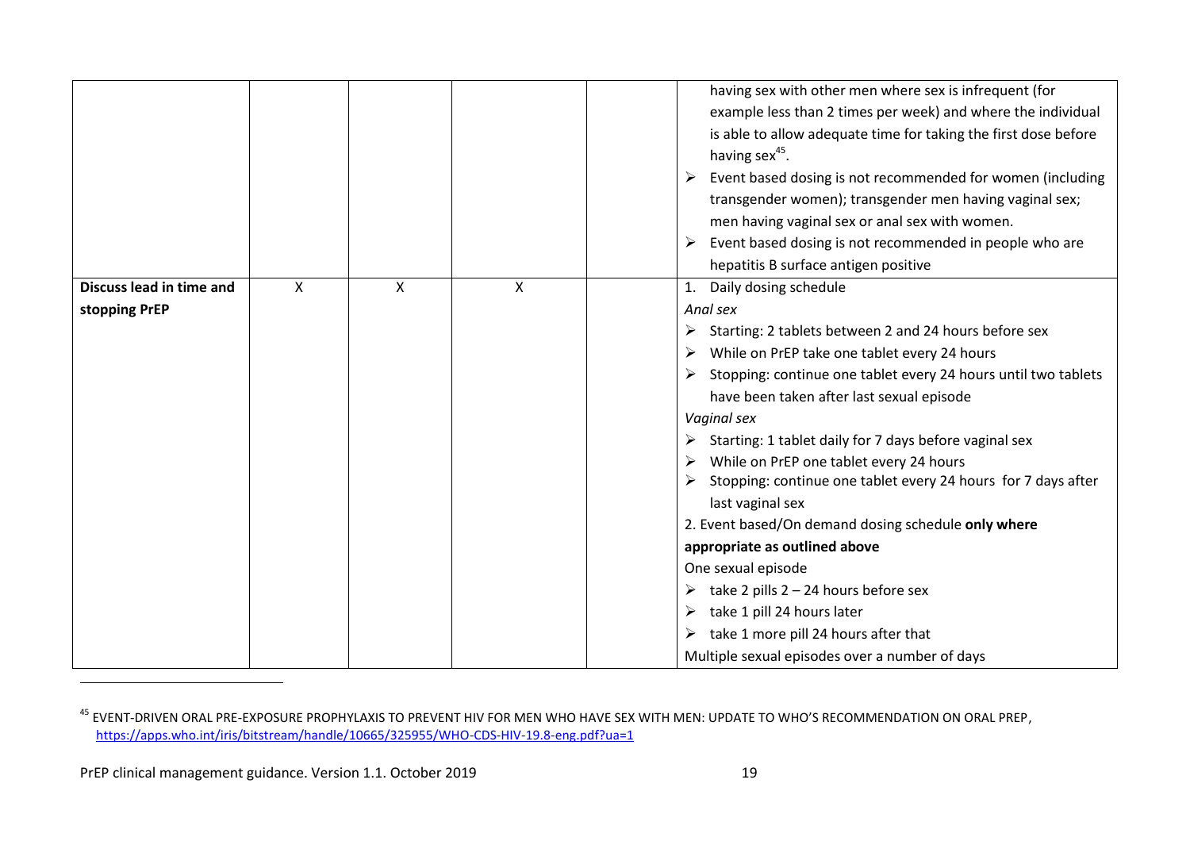| | | | | | |
|---|---|---|---|---|---|
| | | | | | having sex with other men where sex is infrequent (for example less than 2 times per week) and where the individual is able to allow adequate time for taking the first dose before having sex[45].<br>➢ Event based dosing is not recommended for women (including transgender women); transgender men having vaginal sex; men having vaginal sex or anal sex with women.<br>➢ Event based dosing is not recommended in people who are hepatitis B surface antigen positive |
| **Discuss lead in time and stopping PrEP** | X | X | X | | 1. Daily dosing schedule<br>*Anal sex*<br>➢ Starting: 2 tablets between 2 and 24 hours before sex<br>➢ While on PrEP take one tablet every 24 hours<br>➢ Stopping: continue one tablet every 24 hours until two tablets have been taken after last sexual episode<br>*Vaginal sex*<br>➢ Starting: 1 tablet daily for 7 days before vaginal sex<br>➢ While on PrEP one tablet every 24 hours<br>➢ Stopping: continue one tablet every 24 hours for 7 days after last vaginal sex<br>2. Event based/On demand dosing schedule **only where appropriate as outlined above**<br>One sexual episode<br>➢ take 2 pills 2 – 24 hours before sex<br>➢ take 1 pill 24 hours later<br>➢ take 1 more pill 24 hours after that<br>Multiple sexual episodes over a number of days |

[45] EVENT-DRIVEN ORAL PRE-EXPOSURE PROPHYLAXIS TO PREVENT HIV FOR MEN WHO HAVE SEX WITH MEN: UPDATE TO WHO'S RECOMMENDATION ON ORAL PREP, https://apps.who.int/iris/bitstream/handle/10665/325955/WHO-CDS-HIV-19.8-eng.pdf?ua=1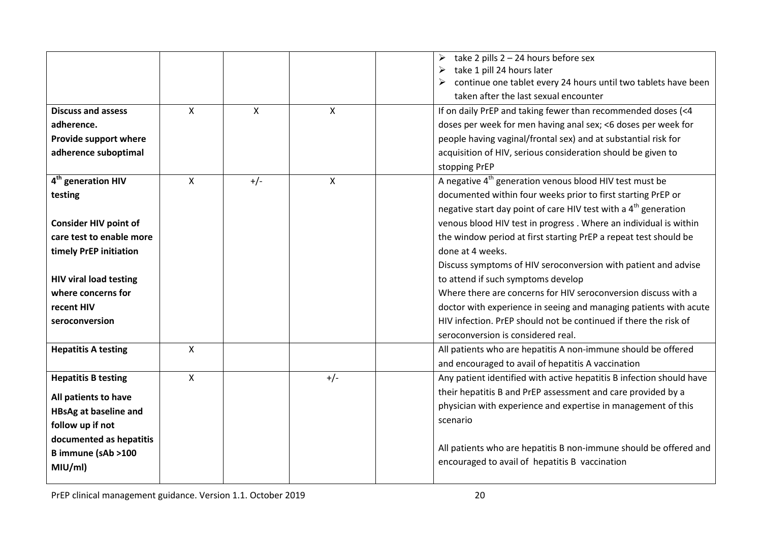| | | | | | |
|---|---|---|---|---|---|
| | | | | | ➢ take 2 pills 2 – 24 hours before sex<br>➢ take 1 pill 24 hours later<br>➢ continue one tablet every 24 hours until two tablets have been taken after the last sexual encounter |
| **Discuss and assess adherence.**<br>**Provide support where adherence suboptimal** | X | X | X | | If on daily PrEP and taking fewer than recommended doses (<4 doses per week for men having anal sex; <6 doses per week for people having vaginal/frontal sex) and at substantial risk for acquisition of HIV, serious consideration should be given to stopping PrEP |
| **4th generation HIV testing**<br><br>**Consider HIV point of care test to enable more timely PrEP initiation**<br><br>**HIV viral load testing where concerns for recent HIV seroconversion** | X | +/- | X | | A negative 4th generation venous blood HIV test must be documented within four weeks prior to first starting PrEP or negative start day point of care HIV test with a 4th generation venous blood HIV test in progress . Where an individual is within the window period at first starting PrEP a repeat test should be done at 4 weeks.<br>Discuss symptoms of HIV seroconversion with patient and advise to attend if such symptoms develop<br>Where there are concerns for HIV seroconversion discuss with a doctor with experience in seeing and managing patients with acute HIV infection. PrEP should not be continued if there the risk of seroconversion is considered real. |
| **Hepatitis A testing** | X | | | | All patients who are hepatitis A non-immune should be offered and encouraged to avail of hepatitis A vaccination |
| **Hepatitis B testing**<br>**All patients to have HBsAg at baseline and follow up if not documented as hepatitis B immune (sAb >100 MIU/ml)** | X | | +/- | | Any patient identified with active hepatitis B infection should have their hepatitis B and PrEP assessment and care provided by a physician with experience and expertise in management of this scenario<br><br>All patients who are hepatitis B non-immune should be offered and encouraged to avail of hepatitis B vaccination |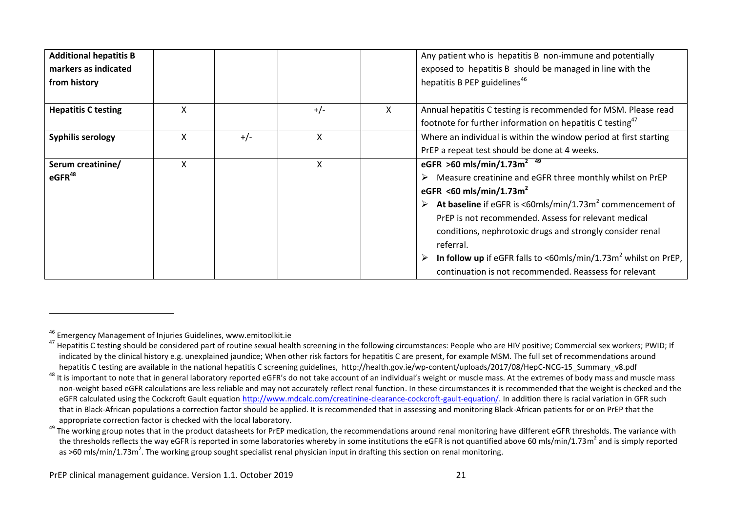| | | | | | |
|---|---|---|---|---|---|
| **Additional hepatitis B markers as indicated from history** | | | | | Any patient who is hepatitis B non-immune and potentially exposed to hepatitis B should be managed in line with the hepatitis B PEP guidelines[46] |
| **Hepatitis C testing** | X | | +/- | X | Annual hepatitis C testing is recommended for MSM. Please read footnote for further information on hepatitis C testing[47] |
| **Syphilis serology** | X | +/- | X | | Where an individual is within the window period at first starting PrEP a repeat test should be done at 4 weeks. |
| **Serum creatinine/ eGFR[48]** | X | | X | | **eGFR >60 mls/min/1.73m$^2$** [49]<br>➢ Measure creatinine and eGFR three monthly whilst on PrEP<br>**eGFR <60 mls/min/1.73m$^2$**<br>➢ **At baseline** if eGFR is <60mls/min/1.73m$^2$ commencement of PrEP is not recommended. Assess for relevant medical conditions, nephrotoxic drugs and strongly consider renal referral.<br>➢ **In follow up** if eGFR falls to <60mls/min/1.73m$^2$ whilst on PrEP, continuation is not recommended. Reassess for relevant |

[46] Emergency Management of Injuries Guidelines, www.emitoolkit.ie

[47] Hepatitis C testing should be considered part of routine sexual health screening in the following circumstances: People who are HIV positive; Commercial sex workers; PWID; If indicated by the clinical history e.g. unexplained jaundice; When other risk factors for hepatitis C are present, for example MSM. The full set of recommendations around hepatitis C testing are available in the national hepatitis C screening guidelines, http://health.gov.ie/wp-content/uploads/2017/08/HepC-NCG-15_Summary_v8.pdf

[48] It is important to note that in general laboratory reported eGFR's do not take account of an individual's weight or muscle mass. At the extremes of body mass and muscle mass non-weight based eGFR calculations are less reliable and may not accurately reflect renal function. In these circumstances it is recommended that the weight is checked and the eGFR calculated using the Cockcroft Gault equation http://www.mdcalc.com/creatinine-clearance-cockcroft-gault-equation/. In addition there is racial variation in GFR such that in Black-African populations a correction factor should be applied. It is recommended that in assessing and monitoring Black-African patients for or on PrEP that the appropriate correction factor is checked with the local laboratory.

[49] The working group notes that in the product datasheets for PrEP medication, the recommendations around renal monitoring have different eGFR thresholds. The variance with the thresholds reflects the way eGFR is reported in some laboratories whereby in some institutions the eGFR is not quantified above 60 mls/min/1.73m$^2$ and is simply reported as >60 mls/min/1.73m$^2$. The working group sought specialist renal physician input in drafting this section on renal monitoring.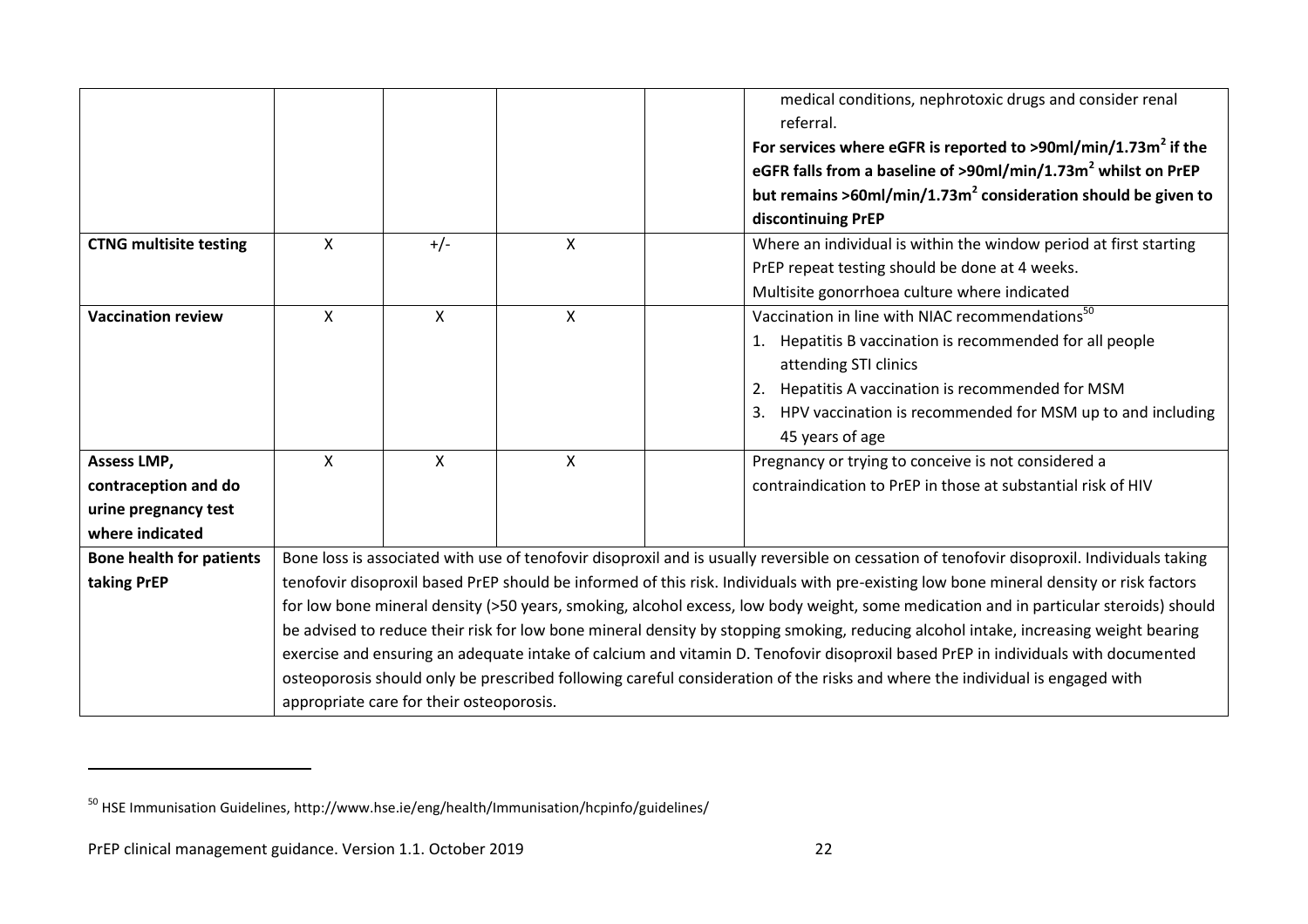| | | | | | |
|---|---|---|---|---|---|
| | | | | | medical conditions, nephrotoxic drugs and consider renal referral.<br>**For services where eGFR is reported to >90ml/min/1.73m$^2$ if the eGFR falls from a baseline of >90ml/min/1.73m$^2$ whilst on PrEP but remains >60ml/min/1.73m$^2$ consideration should be given to discontinuing PrEP** |
| **CTNG multisite testing** | X | +/- | X | | Where an individual is within the window period at first starting PrEP repeat testing should be done at 4 weeks.<br>Multisite gonorrhoea culture where indicated |
| **Vaccination review** | X | X | X | | Vaccination in line with NIAC recommendations[50]<br>1. Hepatitis B vaccination is recommended for all people attending STI clinics<br>2. Hepatitis A vaccination is recommended for MSM<br>3. HPV vaccination is recommended for MSM up to and including 45 years of age |
| **Assess LMP, contraception and do urine pregnancy test where indicated** | X | X | X | | Pregnancy or trying to conceive is not considered a contraindication to PrEP in those at substantial risk of HIV |
| **Bone health for patients taking PrEP** | Bone loss is associated with use of tenofovir disoproxil and is usually reversible on cessation of tenofovir disoproxil. Individuals taking tenofovir disoproxil based PrEP should be informed of this risk. Individuals with pre-existing low bone mineral density or risk factors for low bone mineral density (>50 years, smoking, alcohol excess, low body weight, some medication and in particular steroids) should be advised to reduce their risk for low bone mineral density by stopping smoking, reducing alcohol intake, increasing weight bearing exercise and ensuring an adequate intake of calcium and vitamin D. Tenofovir disoproxil based PrEP in individuals with documented osteoporosis should only be prescribed following careful consideration of the risks and where the individual is engaged with appropriate care for their osteoporosis. | | | | |

[50] HSE Immunisation Guidelines, http://www.hse.ie/eng/health/Immunisation/hcpinfo/guidelines/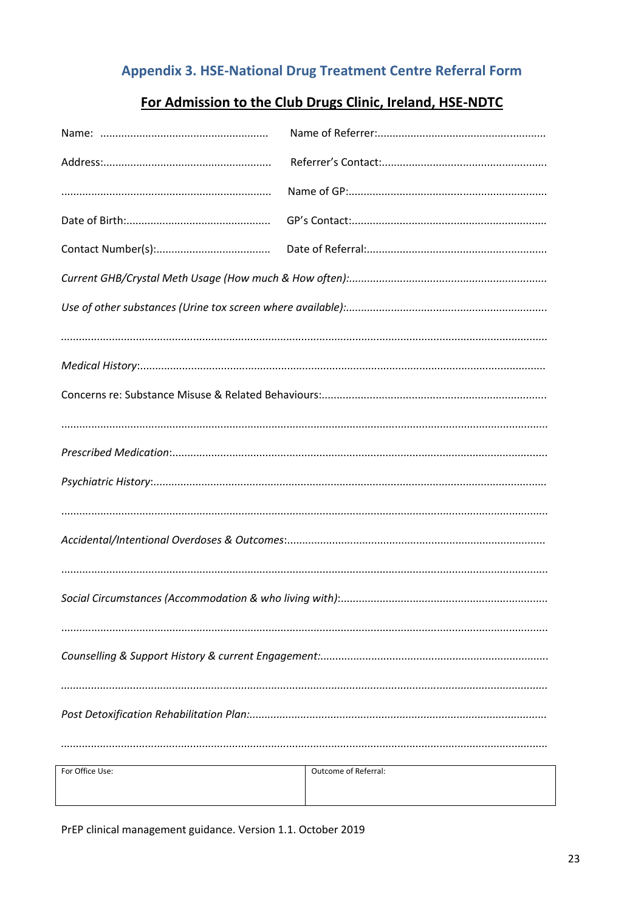## Appendix 3. HSE-National Drug Treatment Centre Referral Form

**<u>For Admission to the Club Drugs Clinic, Ireland, HSE-NDTC</u>**

| | |
|---|---|
| Name: ........................................................ | Name of Referrer:........................................................ |
| Address:........................................................ | Referrer's Contact:........................................................ |
| ..................................................................... | Name of GP:.................................................................. |
| Date of Birth:................................................ | GP's Contact:................................................................ |
| Contact Number(s):...................................... | Date of Referral:............................................................ |

*Current GHB/Crystal Meth Usage (How much & How often)*:.................................................................

*Use of other substances (Urine tox screen where available)*:..................................................................

.................................................................................................................................................................

*Medical History*:.........................................................................................................................................

Concerns re: Substance Misuse & Related Behaviours:..........................................................................

.................................................................................................................................................................

*Prescribed Medication*:...............................................................................................................................

*Psychiatric History*:.....................................................................................................................................

.................................................................................................................................................................

*Accidental/Intentional Overdoses & Outcomes*:.....................................................................................

.................................................................................................................................................................

*Social Circumstances (Accommodation & who living with)*:....................................................................

.................................................................................................................................................................

*Counselling & Support History & current Engagement*:...........................................................................

.................................................................................................................................................................

*Post Detoxification Rehabilitation Plan*:...................................................................................................

.................................................................................................................................................................

| For Office Use: | Outcome of Referral: |
|---|---|
| | |

PrEP clinical management guidance. Version 1.1. October 2019